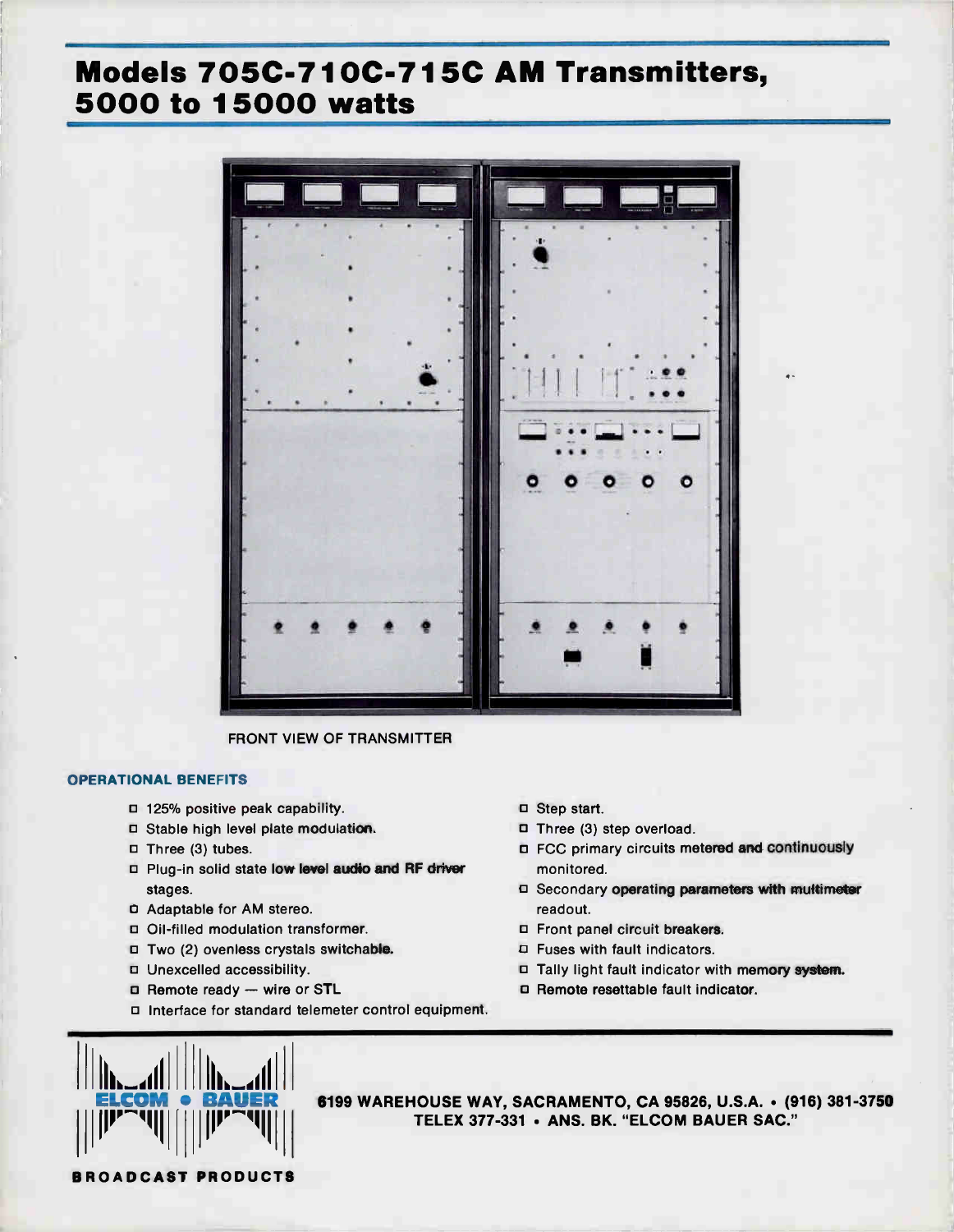# Models 705C-710C-715C AM Transmitters, 5000 to 15000 watts

FRONT VIEW OF TRANSMITTER

### OPERATIONAL BENEFITS

- 125% positive peak capability.
- Stable high level plate modulation.
- Three (3) tubes.
- Plug-in solid state low level audio and RF driver stages.
- Adaptable for AM stereo.
- Oil-filled modulation transformer.
- Two (2) ovenless crystals switchable.
- Unexcelled accessibility.
- Remote ready — wire or STL
- Interface for standard telemeter control equipment.
- Step start.
- Three (3) step overload.
- FCC primary circuits metered and continuously monitored.
- Secondary operating parameters with multimeter readout.
- Front panel circuit breakers.
- Fuses with fault indicators.
- Tally light fault indicator with memory system.
- Remote resettable fault indicator.

ELCOM • BAUER

BROADCAST PRODUCTS

6199 WAREHOUSE WAY, SACRAMENTO, CA 95826, U.S.A. • (916) 381-3750
TELEX 377-331 • ANS. BK. "ELCOM BAUER SAC."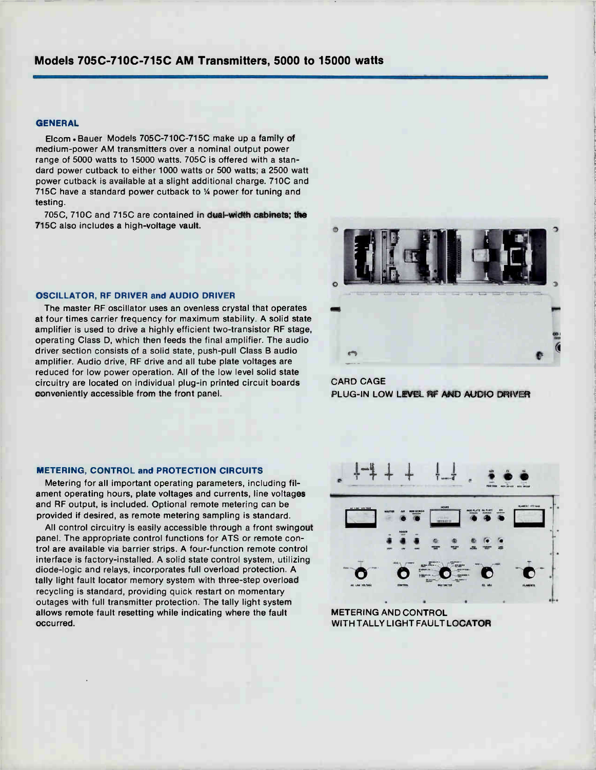## Models 705C-710C-715C AM Transmitters, 5000 to 15000 watts

### GENERAL

Elcom • Bauer Models 705C-710C-715C make up a family of medium-power AM transmitters over a nominal output power range of 5000 watts to 15000 watts. 705C is offered with a standard power cutback to either 1000 watts or 500 watts; a 2500 watt power cutback is available at a slight additional charge. 710C and 715C have a standard power cutback to ¼ power for tuning and testing.

705C, 710C and 715C are contained in dual-width cabinets; the 715C also includes a high-voltage vault.

### OSCILLATOR, RF DRIVER and AUDIO DRIVER

The master RF oscillator uses an ovenless crystal that operates at four times carrier frequency for maximum stability. A solid state amplifier is used to drive a highly efficient two-transistor RF stage, operating Class D, which then feeds the final amplifier. The audio driver section consists of a solid state, push-pull Class B audio amplifier. Audio drive, RF drive and all tube plate voltages are reduced for low power operation. All of the low level solid state circuitry are located on individual plug-in printed circuit boards conveniently accessible from the front panel.

CARD CAGE
PLUG-IN LOW LEVEL RF AND AUDIO DRIVER

### METERING, CONTROL and PROTECTION CIRCUITS

Metering for all important operating parameters, including filament operating hours, plate voltages and currents, line voltages and RF output, is included. Optional remote metering can be provided if desired, as remote metering sampling is standard.

All control circuitry is easily accessible through a front swingout panel. The appropriate control functions for ATS or remote control are available via barrier strips. A four-function remote control interface is factory-installed. A solid state control system, utilizing diode-logic and relays, incorporates full overload protection. A tally light fault locator memory system with three-step overload recycling is standard, providing quick restart on momentary outages with full transmitter protection. The tally light system allows remote fault resetting while indicating where the fault occurred.

METERING AND CONTROL
WITH TALLY LIGHT FAULT LOCATOR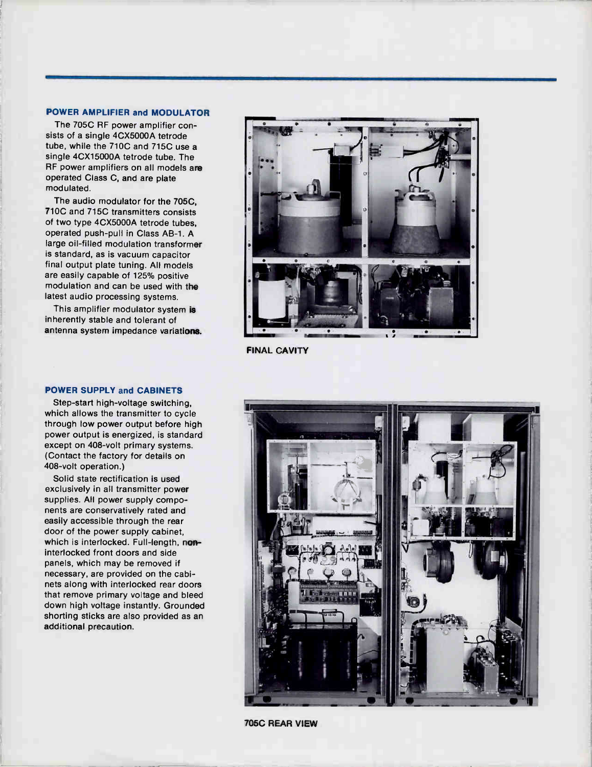## POWER AMPLIFIER and MODULATOR

The 705C RF power amplifier consists of a single 4CX5000A tetrode tube, while the 710C and 715C use a single 4CX15000A tetrode tube. The RF power amplifiers on all models are operated Class C, and are plate modulated.

The audio modulator for the 705C, 710C and 715C transmitters consists of two type 4CX5000A tetrode tubes, operated push-pull in Class AB-1. A large oil-filled modulation transformer is standard, as is vacuum capacitor final output plate tuning. All models are easily capable of 125% positive modulation and can be used with the latest audio processing systems.

This amplifier modulator system is inherently stable and tolerant of antenna system impedance variations.

FINAL CAVITY

## POWER SUPPLY and CABINETS

Step-start high-voltage switching, which allows the transmitter to cycle through low power output before high power output is energized, is standard except on 408-volt primary systems. (Contact the factory for details on 408-volt operation.)

Solid state rectification is used exclusively in all transmitter power supplies. All power supply components are conservatively rated and easily accessible through the rear door of the power supply cabinet, which is interlocked. Full-length, non-interlocked front doors and side panels, which may be removed if necessary, are provided on the cabinets along with interlocked rear doors that remove primary voltage and bleed down high voltage instantly. Grounded shorting sticks are also provided as an additional precaution.

705C REAR VIEW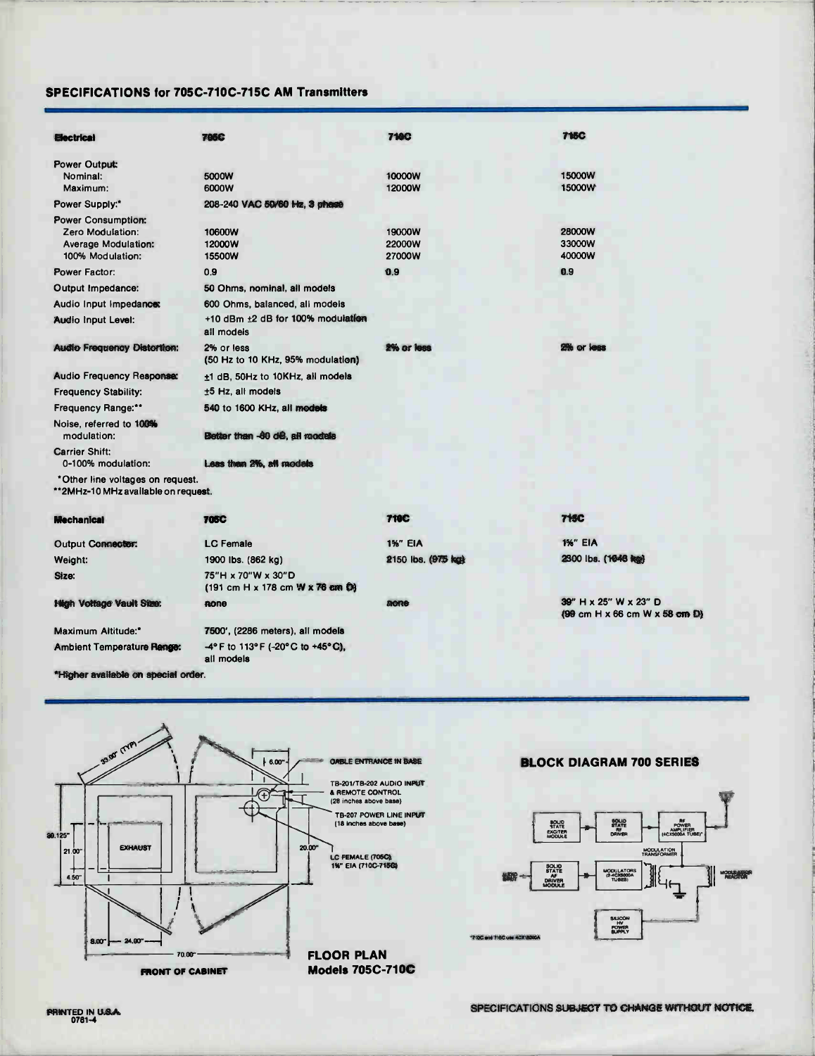## SPECIFICATIONS for 705C-710C-715C AM Transmitters

| Electrical | 705C | 710C | 715C |
|---|---|---|---|
| Power Output: | | | |
| Nominal: | 5000W | 10000W | 15000W |
| Maximum: | 6000W | 12000W | 15000W |
| Power Supply:* | 208-240 VAC 50/60 Hz, 3 phase | | |
| Power Consumption: | | | |
| Zero Modulation: | 10600W | 19000W | 28000W |
| Average Modulation: | 12000W | 22000W | 33000W |
| 100% Modulation: | 15500W | 27000W | 40000W |
| Power Factor: | 0.9 | 0.9 | 0.9 |
| Output Impedance: | 50 Ohms, nominal, all models | | |
| Audio Input Impedance: | 600 Ohms, balanced, all models | | |
| Audio Input Level: | +10 dBm ±2 dB for 100% modulation all models | | |
| Audio Frequency Distortion: | 2% or less (50 Hz to 10 KHz, 95% modulation) | 2% or less | 2% or less |
| Audio Frequency Response: | ±1 dB, 50Hz to 10KHz, all models | | |
| Frequency Stability: | ±5 Hz, all models | | |
| Frequency Range:** | 540 to 1600 KHz, all models | | |
| Noise, referred to 100% modulation: | Better than -60 dB, all models | | |
| Carrier Shift: 0-100% modulation: | Less than 2%, all models | | |

*Other line voltages on request.
**2MHz-10 MHz available on request.

| Mechanical | 705C | 710C | 715C |
|---|---|---|---|
| Output Connector: | LC Female | 1⅝" EIA | 1⅝" EIA |
| Weight: | 1900 lbs. (862 kg) | 2150 lbs. (975 kg) | 2300 lbs. (1046 kg) |
| Size: | 75"H x 70"W x 30"D (191 cm H x 178 cm W x 76 cm D) | | |
| High Voltage Vault Size: | none | none | 39" H x 25" W x 23" D (99 cm H x 66 cm W x 58 cm D) |
| Maximum Altitude:* | 7500', (2286 meters), all models | | |
| Ambient Temperature Range: | -4°F to 113°F (-20°C to +45°C), all models | | |

*Higher available on special order.

33.00" (TYP) — 6.00" — CABLE ENTRANCE IN BASE — TB-201/TB-202 AUDIO INPUT & REMOTE CONTROL (28 inches above base) — TB-207 POWER LINE INPUT (18 inches above base) — EXHAUST — 30.125" — 21.00" — 4.50" — 20.00" — LC FEMALE (705C) 1⅝" EIA (710C-715C) — 8.00" — 24.00" — 70.00" — FRONT OF CABINET

**FLOOR PLAN**
**Models 705C-710C**

### BLOCK DIAGRAM 700 SERIES

SOLID STATE EXCITER MODULE → SOLID STATE RF DRIVER → RF POWER AMPLIFIER (4CX5000A TUBE)* — MODULATION TRANSFORMER — AUDIO INPUT → SOLID STATE AF DRIVER MODULE → MODULATORS (2-4CX5000A TUBES) — MODULATION REACTOR — SILICON HV POWER SUPPLY

*710C and 715C use 4CX15000A

PRINTED IN U.S.A.
0781-4

SPECIFICATIONS SUBJECT TO CHANGE WITHOUT NOTICE.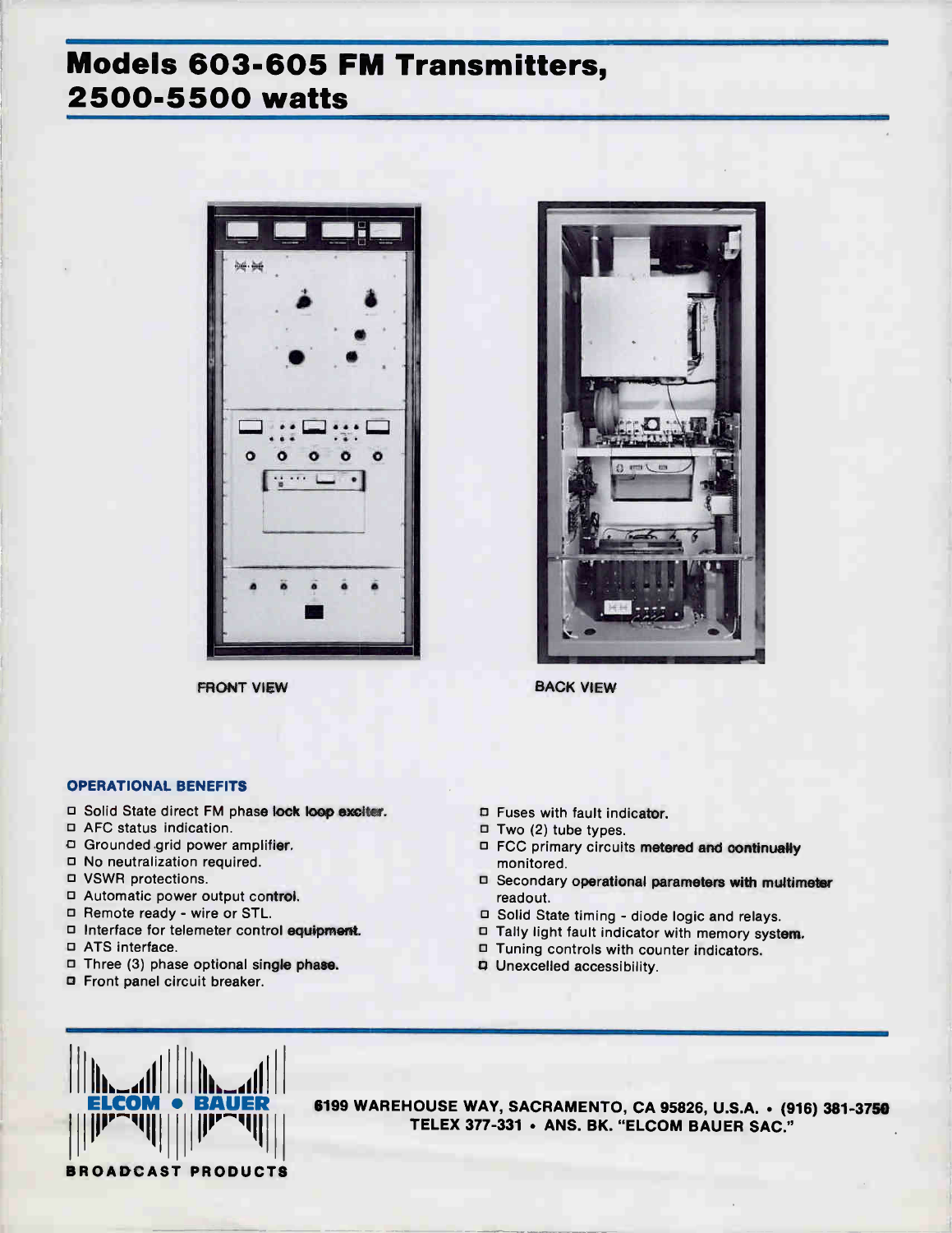# Models 603-605 FM Transmitters, 2500-5500 watts

FRONT VIEW

BACK VIEW

### OPERATIONAL BENEFITS

- Solid State direct FM phase lock loop exciter.
- AFC status indication.
- Grounded grid power amplifier.
- No neutralization required.
- VSWR protections.
- Automatic power output control.
- Remote ready - wire or STL.
- Interface for telemeter control equipment.
- ATS interface.
- Three (3) phase optional single phase.
- Front panel circuit breaker.
- Fuses with fault indicator.
- Two (2) tube types.
- FCC primary circuits metered and continually monitored.
- Secondary operational parameters with multimeter readout.
- Solid State timing - diode logic and relays.
- Tally light fault indicator with memory system.
- Tuning controls with counter indicators.
- Unexcelled accessibility.

ELCOM • BAUER
BROADCAST PRODUCTS

6199 WAREHOUSE WAY, SACRAMENTO, CA 95826, U.S.A. • (916) 381-3750
TELEX 377-331 • ANS. BK. "ELCOM BAUER SAC."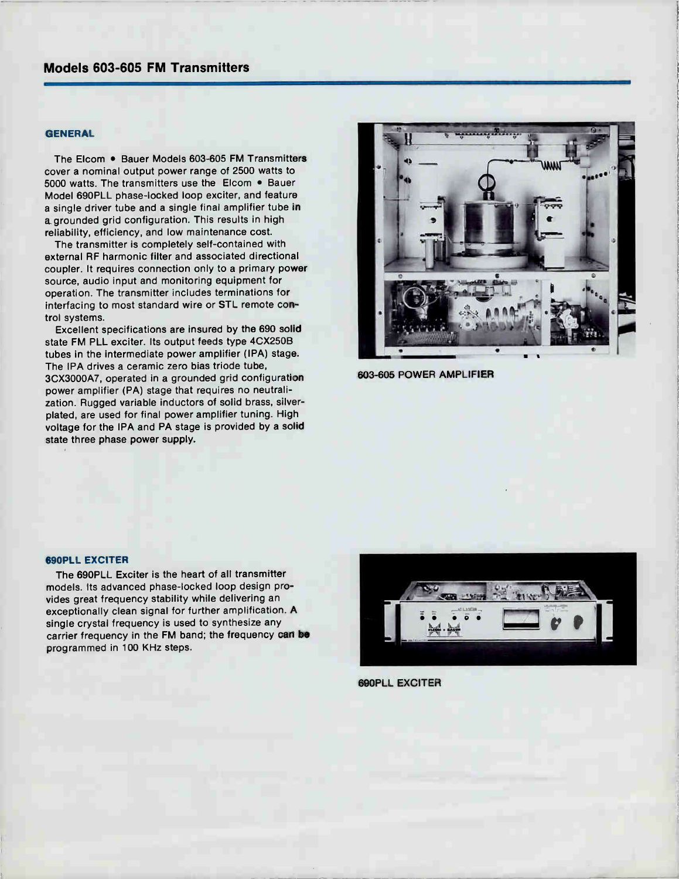## Models 603-605 FM Transmitters

### GENERAL

The Elcom • Bauer Models 603-605 FM Transmitters cover a nominal output power range of 2500 watts to 5000 watts. The transmitters use the Elcom • Bauer Model 690PLL phase-locked loop exciter, and feature a single driver tube and a single final amplifier tube in a grounded grid configuration. This results in high reliability, efficiency, and low maintenance cost.

The transmitter is completely self-contained with external RF harmonic filter and associated directional coupler. It requires connection only to a primary power source, audio input and monitoring equipment for operation. The transmitter includes terminations for interfacing to most standard wire or STL remote control systems.

Excellent specifications are insured by the 690 solid state FM PLL exciter. Its output feeds type 4CX250B tubes in the intermediate power amplifier (IPA) stage. The IPA drives a ceramic zero bias triode tube, 3CX3000A7, operated in a grounded grid configuration power amplifier (PA) stage that requires no neutralization. Rugged variable inductors of solid brass, silver-plated, are used for final power amplifier tuning. High voltage for the IPA and PA stage is provided by a solid state three phase power supply.

603-605 POWER AMPLIFIER

### 690PLL EXCITER

The 690PLL Exciter is the heart of all transmitter models. Its advanced phase-locked loop design provides great frequency stability while delivering an exceptionally clean signal for further amplification. A single crystal frequency is used to synthesize any carrier frequency in the FM band; the frequency can be programmed in 100 KHz steps.

690PLL EXCITER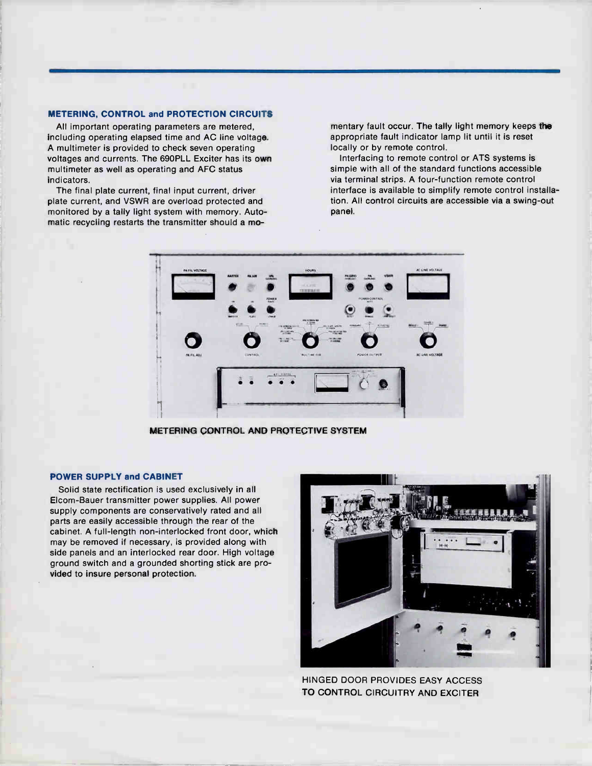## METERING, CONTROL and PROTECTION CIRCUITS

All important operating parameters are metered, including operating elapsed time and AC line voltage. A multimeter is provided to check seven operating voltages and currents. The 690PLL Exciter has its own multimeter as well as operating and AFC status indicators.

The final plate current, final input current, driver plate current, and VSWR are overload protected and monitored by a tally light system with memory. Automatic recycling restarts the transmitter should a momentary fault occur. The tally light memory keeps the appropriate fault indicator lamp lit until it is reset locally or by remote control.

Interfacing to remote control or ATS systems is simple with all of the standard functions accessible via terminal strips. A four-function remote control interface is available to simplify remote control installation. All control circuits are accessible via a swing-out panel.

METERING CONTROL AND PROTECTIVE SYSTEM

## POWER SUPPLY and CABINET

Solid state rectification is used exclusively in all Elcom-Bauer transmitter power supplies. All power supply components are conservatively rated and all parts are easily accessible through the rear of the cabinet. A full-length non-interlocked front door, which may be removed if necessary, is provided along with side panels and an interlocked rear door. High voltage ground switch and a grounded shorting stick are provided to insure personal protection.

HINGED DOOR PROVIDES EASY ACCESS TO CONTROL CIRCUITRY AND EXCITER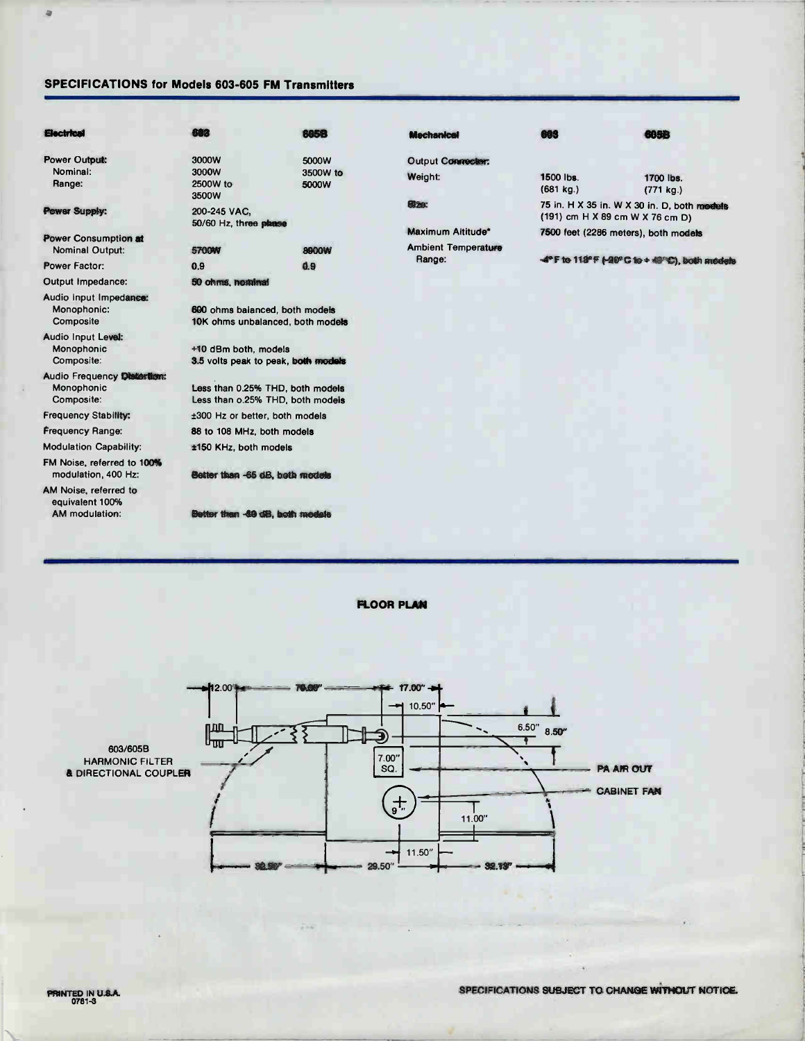## SPECIFICATIONS for Models 603-605 FM Transmitters

| Electrical | 603 | 605B |
|---|---|---|
| Power Output: | 3000W | 5000W |
| Nominal: | 3000W | 3500W to 5000W |
| Range: | 2500W to 3500W | |
| Power Supply: | 200-245 VAC, 50/60 Hz, three phase | |
| Power Consumption at Nominal Output: | 5700W | 8900W |
| Power Factor: | 0.9 | 0.9 |
| Output Impedance: | 50 ohms, nominal | |
| Audio Input Impedance: | | |
| Monophonic: | 600 ohms balanced, both models | |
| Composite | 10K ohms unbalanced, both models | |
| Audio Input Level: | | |
| Monophonic | +10 dBm both, models | |
| Composite: | 3.5 volts peak to peak, both models | |
| Audio Frequency Distortion: | | |
| Monophonic | Less than 0.25% THD, both models | |
| Composite: | Less than o.25% THD, both models | |
| Frequency Stability: | ±300 Hz or better, both models | |
| Frequency Range: | 88 to 108 MHz, both models | |
| Modulation Capability: | ±150 KHz, both models | |
| FM Noise, referred to 100% modulation, 400 Hz: | Better than -65 dB, both models | |
| AM Noise, referred to equivalent 100% AM modulation: | Better than -60 dB, both models | |

| Mechanical | 603 | 605B |
|---|---|---|
| Output Connector: | | |
| Weight: | 1500 lbs. (681 kg.) | 1700 lbs. (771 kg.) |
| Size: | 75 in. H X 35 in. W X 30 in. D, both models (191) cm H X 89 cm W X 76 cm D) | |
| Maximum Altitude* | 7500 feet (2286 meters), both models | |
| Ambient Temperature Range: | -4°F to 118°F (-20°C to +48°C), both models | |

### FLOOR PLAN

603/605B HARMONIC FILTER & DIRECTIONAL COUPLER

12.00" — 76.00" — 17.00" — 10.50" — 6.50" — 8.50" — 7.00" SQ. — PA AIR OUT — 9" — CABINET FAN — 11.00" — 11.50" — 32.50" — 29.50" — 32.13"

PRINTED IN U.S.A.
0781-3

SPECIFICATIONS SUBJECT TO CHANGE WITHOUT NOTICE.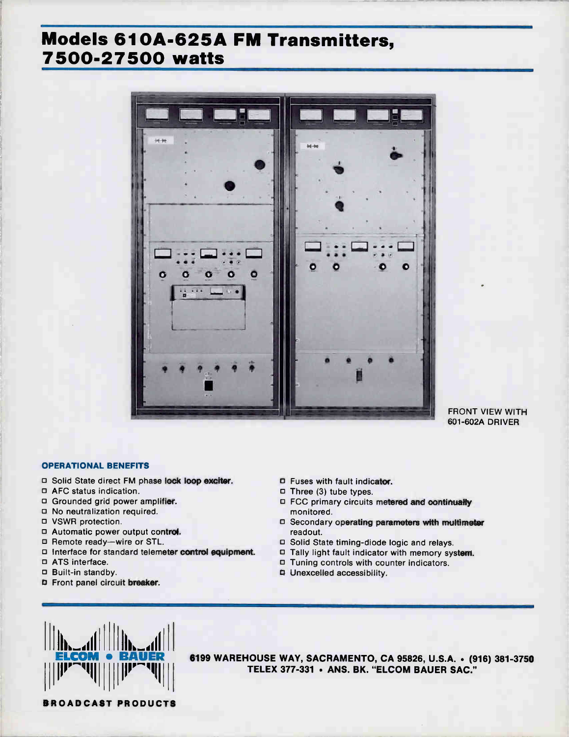# Models 610A-625A FM Transmitters, 7500-27500 watts

FRONT VIEW WITH 601-602A DRIVER

### OPERATIONAL BENEFITS

- Solid State direct FM phase lock loop exciter.
- AFC status indication.
- Grounded grid power amplifier.
- No neutralization required.
- VSWR protection.
- Automatic power output control.
- Remote ready—wire or STL.
- Interface for standard telemeter control equipment.
- ATS interface.
- Built-in standby.
- Front panel circuit breaker.
- Fuses with fault indicator.
- Three (3) tube types.
- FCC primary circuits metered and continually monitored.
- Secondary operating parameters with multimeter readout.
- Solid State timing-diode logic and relays.
- Tally light fault indicator with memory system.
- Tuning controls with counter indicators.
- Unexcelled accessibility.

ELCOM • BAUER

BROADCAST PRODUCTS

**6199 WAREHOUSE WAY, SACRAMENTO, CA 95826, U.S.A. • (916) 381-3750**
**TELEX 377-331 • ANS. BK. "ELCOM BAUER SAC."**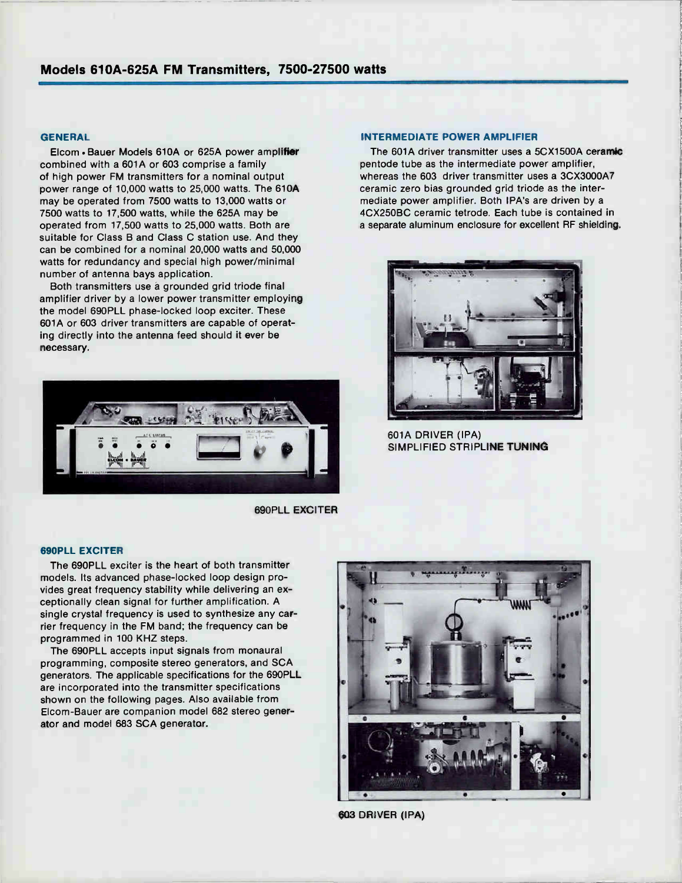## Models 610A-625A FM Transmitters, 7500-27500 watts

### GENERAL

Elcom • Bauer Models 610A or 625A power amplifier combined with a 601A or 603 comprise a family of high power FM transmitters for a nominal output power range of 10,000 watts to 25,000 watts. The 610A may be operated from 7500 watts to 13,000 watts or 7500 watts to 17,500 watts, while the 625A may be operated from 17,500 watts to 25,000 watts. Both are suitable for Class B and Class C station use. And they can be combined for a nominal 20,000 watts and 50,000 watts for redundancy and special high power/minimal number of antenna bays application.

Both transmitters use a grounded grid triode final amplifier driver by a lower power transmitter employing the model 690PLL phase-locked loop exciter. These 601A or 603 driver transmitters are capable of operating directly into the antenna feed should it ever be necessary.

690PLL EXCITER

### 690PLL EXCITER

The 690PLL exciter is the heart of both transmitter models. Its advanced phase-locked loop design provides great frequency stability while delivering an exceptionally clean signal for further amplification. A single crystal frequency is used to synthesize any carrier frequency in the FM band; the frequency can be programmed in 100 KHZ steps.

The 690PLL accepts input signals from monaural programming, composite stereo generators, and SCA generators. The applicable specifications for the 690PLL are incorporated into the transmitter specifications shown on the following pages. Also available from Elcom-Bauer are companion model 682 stereo generator and model 683 SCA generator.

### INTERMEDIATE POWER AMPLIFIER

The 601A driver transmitter uses a 5CX1500A ceramic pentode tube as the intermediate power amplifier, whereas the 603 driver transmitter uses a 3CX3000A7 ceramic zero bias grounded grid triode as the intermediate power amplifier. Both IPA's are driven by a 4CX250BC ceramic tetrode. Each tube is contained in a separate aluminum enclosure for excellent RF shielding.

601A DRIVER (IPA)
SIMPLIFIED STRIPLINE TUNING

603 DRIVER (IPA)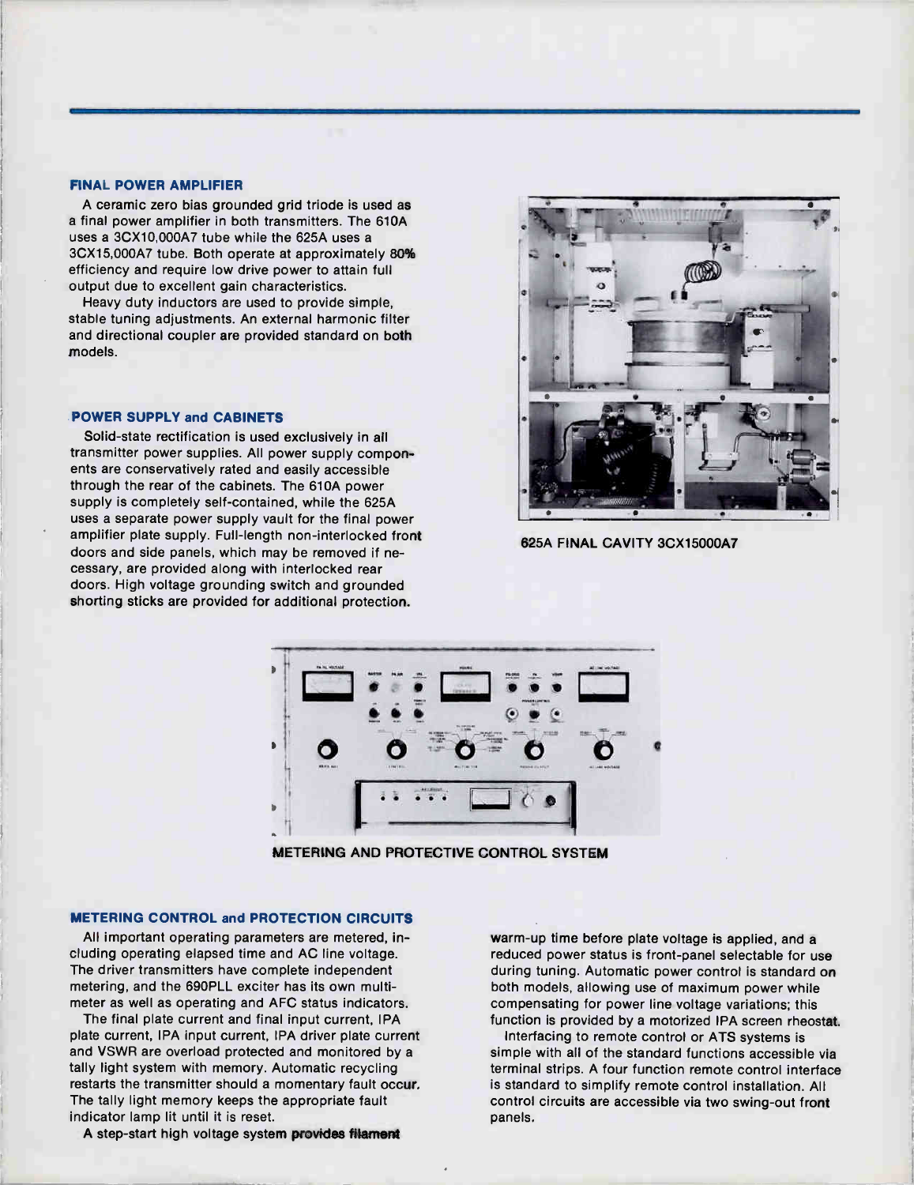## FINAL POWER AMPLIFIER

A ceramic zero bias grounded grid triode is used as a final power amplifier in both transmitters. The 610A uses a 3CX10,000A7 tube while the 625A uses a 3CX15,000A7 tube. Both operate at approximately 80% efficiency and require low drive power to attain full output due to excellent gain characteristics.

Heavy duty inductors are used to provide simple, stable tuning adjustments. An external harmonic filter and directional coupler are provided standard on both models.

## POWER SUPPLY and CABINETS

Solid-state rectification is used exclusively in all transmitter power supplies. All power supply components are conservatively rated and easily accessible through the rear of the cabinets. The 610A power supply is completely self-contained, while the 625A uses a separate power supply vault for the final power amplifier plate supply. Full-length non-interlocked front doors and side panels, which may be removed if necessary, are provided along with interlocked rear doors. High voltage grounding switch and grounded shorting sticks are provided for additional protection.

625A FINAL CAVITY 3CX15000A7

METERING AND PROTECTIVE CONTROL SYSTEM

## METERING CONTROL and PROTECTION CIRCUITS

All important operating parameters are metered, including operating elapsed time and AC line voltage. The driver transmitters have complete independent metering, and the 690PLL exciter has its own multimeter as well as operating and AFC status indicators.

The final plate current and final input current, IPA plate current, IPA input current, IPA driver plate current and VSWR are overload protected and monitored by a tally light system with memory. Automatic recycling restarts the transmitter should a momentary fault occur. The tally light memory keeps the appropriate fault indicator lamp lit until it is reset.

A step-start high voltage system provides filament warm-up time before plate voltage is applied, and a reduced power status is front-panel selectable for use during tuning. Automatic power control is standard on both models, allowing use of maximum power while compensating for power line voltage variations; this function is provided by a motorized IPA screen rheostat.

Interfacing to remote control or ATS systems is simple with all of the standard functions accessible via terminal strips. A four function remote control interface is standard to simplify remote control installation. All control circuits are accessible via two swing-out front panels.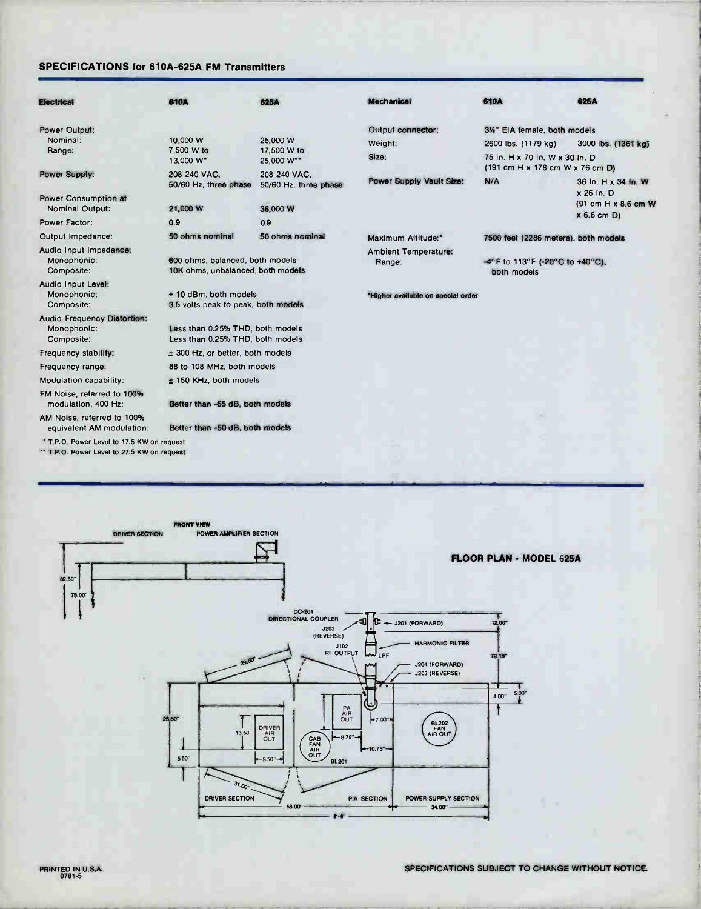## SPECIFICATIONS for 610A-625A FM Transmitters

| Electrical | 610A | 625A |
|---|---|---|
| Power Output: | | |
| Nominal: | 10,000 W | 25,000 W |
| Range: | 7,500 W to 13,000 W* | 17,500 W to 25,000 W** |
| Power Supply: | 208-240 VAC, 50/60 Hz, three phase | 208-240 VAC, 50/60 Hz, three phase |
| Power Consumption at Nominal Output: | 21,000 W | 38,000 W |
| Power Factor: | 0.9 | 0.9 |
| Output Impedance: | 50 ohms nominal | 50 ohms nominal |
| Audio Input Impedance: | | |
| Monophonic: | 600 ohms, balanced, both models | |
| Composite: | 10K ohms, unbalanced, both models | |
| Audio Input Level: | | |
| Monophonic: | + 10 dBm, both models | |
| Composite: | 3.5 volts peak to peak, both models | |
| Audio Frequency Distortion: | | |
| Monophonic: | Less than 0.25% THD, both models | |
| Composite: | Less than 0.25% THD, both models | |
| Frequency stability: | ± 300 Hz, or better, both models | |
| Frequency range: | 88 to 108 MHz, both models | |
| Modulation capability: | ± 150 KHz, both models | |
| FM Noise, referred to 100% modulation, 400 Hz: | Better than -65 dB, both models | |
| AM Noise, referred to 100% equivalent AM modulation: | Better than -50 dB, both models | |

\* T.P.O. Power Level to 17.5 KW on request
\*\* T.P.O. Power Level to 27.5 KW on request

| Mechanical | 610A | 625A |
|---|---|---|
| Output connector: | 3⅛" EIA female, both models | |
| Weight: | 2600 lbs. (1179 kg) | 3000 lbs. (1361 kg) |
| Size: | 75 In. H x 70 In. W x 30 In. D (191 cm H x 178 cm W x 76 cm D) | |
| Power Supply Vault Size: | N/A | 36 In. H x 34 In. W x 26 In. D (91 cm H x 8.6 cm W x 6.6 cm D) |
| Maximum Altitude:* | 7500 feet (2286 meters), both models | |
| Ambient Temperature: Range: | -4°F to 113°F (-20°C to +40°C), both models | |

\*Higher available on special order

FRONT VIEW
DRIVER SECTION
POWER AMPLIFIER SECTION
82.50"
75.00"

FLOOR PLAN - MODEL 625A

DC-201 DIRECTIONAL COUPLER
J201 (FORWARD)
J203 (REVERSE)
J102 RF OUTPUT
LPF
HARMONIC FILTER
J204 (FORWARD)
J203 (REVERSE)
12.00"
79.13"
4.00"
5.00"
29.60"
25.50"
13.50"
5.50"
DRIVER AIR OUT
5.50"
PA AIR OUT
7.00"
8.75"
10.75"
CAB FAN AIR OUT
BL201
BL202 FAN AIR OUT
31.00"
DRIVER SECTION
P.A. SECTION
POWER SUPPLY SECTION
66.00"
34.00"
8'-8"

PRINTED IN U.S.A.
0781-5

SPECIFICATIONS SUBJECT TO CHANGE WITHOUT NOTICE.